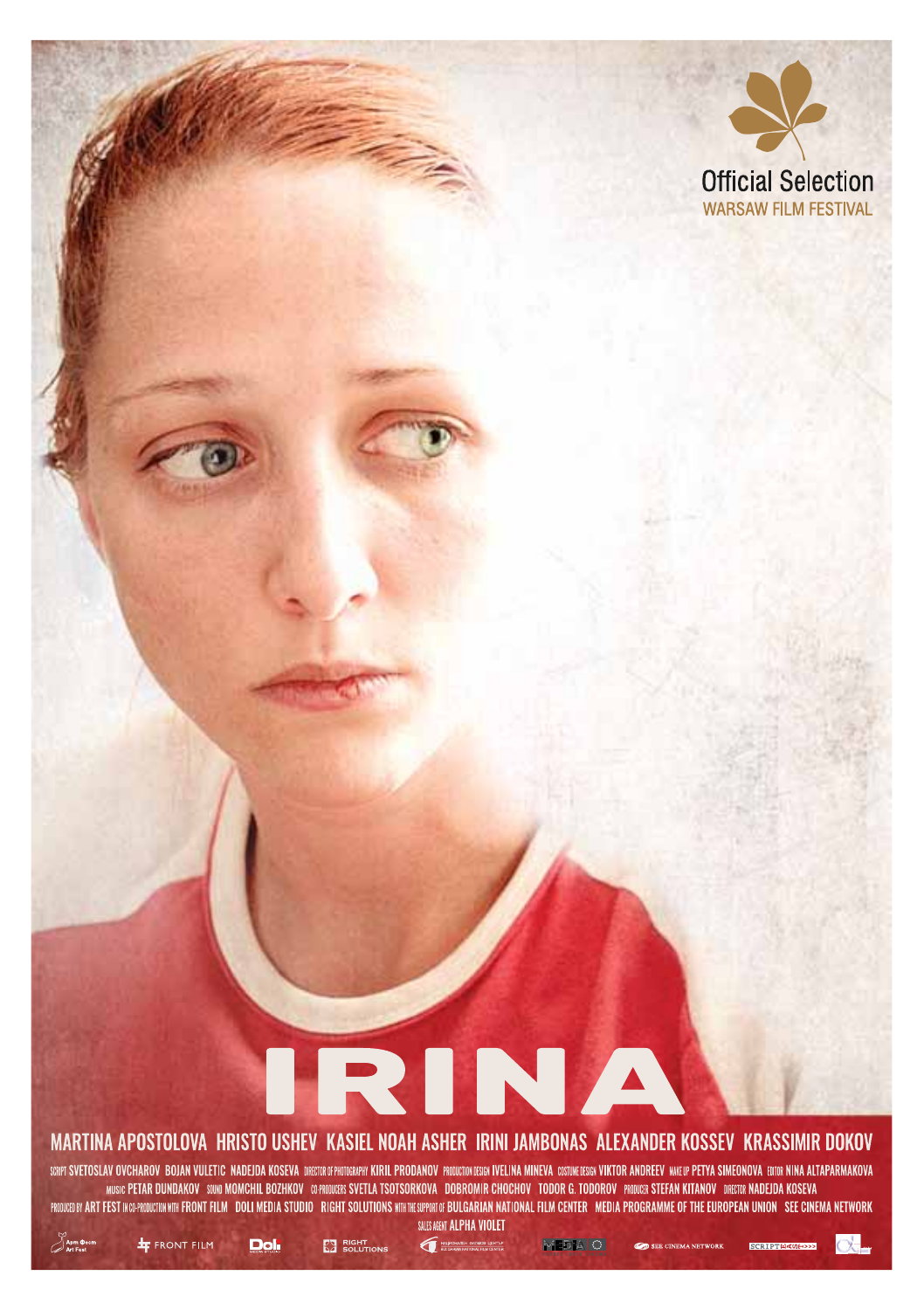Official Selection
WARSAW FILM FESTIVAL

# IRINA

MARTINA APOSTOLOVA HRISTO USHEV KASIEL NOAH ASHER IRINI JAMBONAS ALEXANDER KOSSEV KRASSIMIR DOKOV

SCRIPT SVETOSLAV OVCHAROV BOJAN VULETIC NADEJDA KOSEVA DIRECTOR OF PHOTOGRAPHY KIRIL PRODANOV PRODUCTION DESIGN IVELINA MINEVA COSTUME DESIGN VIKTOR ANDREEV MAKE UP PETYA SIMEONOVA EDITOR NINA ALTAPARMAKOVA
MUSIC PETAR DUNDAKOV SOUND MOMCHIL BOZHKOV CO-PRODUCERS SVETLA TSOTSORKOVA DOBROMIR CHOCHOV TODOR G. TODOROV PRODUCER STEFAN KITANOV DIRECTOR NADEJDA KOSEVA
PRODUCED BY ART FEST IN CO-PRODUCTION WITH FRONT FILM DOLI MEDIA STUDIO RIGHT SOLUTIONS WITH THE SUPPORT OF BULGARIAN NATIONAL FILM CENTER MEDIA PROGRAMME OF THE EUROPEAN UNION SEE CINEMA NETWORK
SALES AGENT ALPHA VIOLET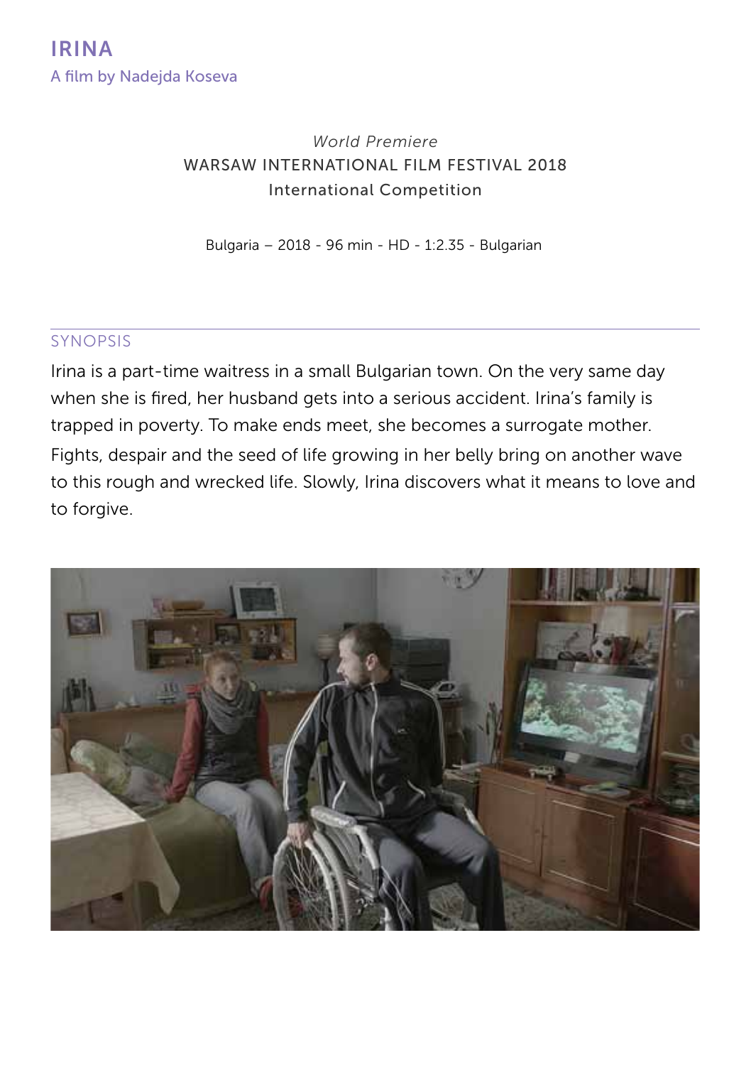# IRINA

A film by Nadejda Koseva

*World Premiere*

WARSAW INTERNATIONAL FILM FESTIVAL 2018

International Competition

Bulgaria – 2018 - 96 min - HD - 1:2.35 - Bulgarian

## SYNOPSIS

Irina is a part-time waitress in a small Bulgarian town. On the very same day when she is fired, her husband gets into a serious accident. Irina's family is trapped in poverty. To make ends meet, she becomes a surrogate mother. Fights, despair and the seed of life growing in her belly bring on another wave to this rough and wrecked life. Slowly, Irina discovers what it means to love and to forgive.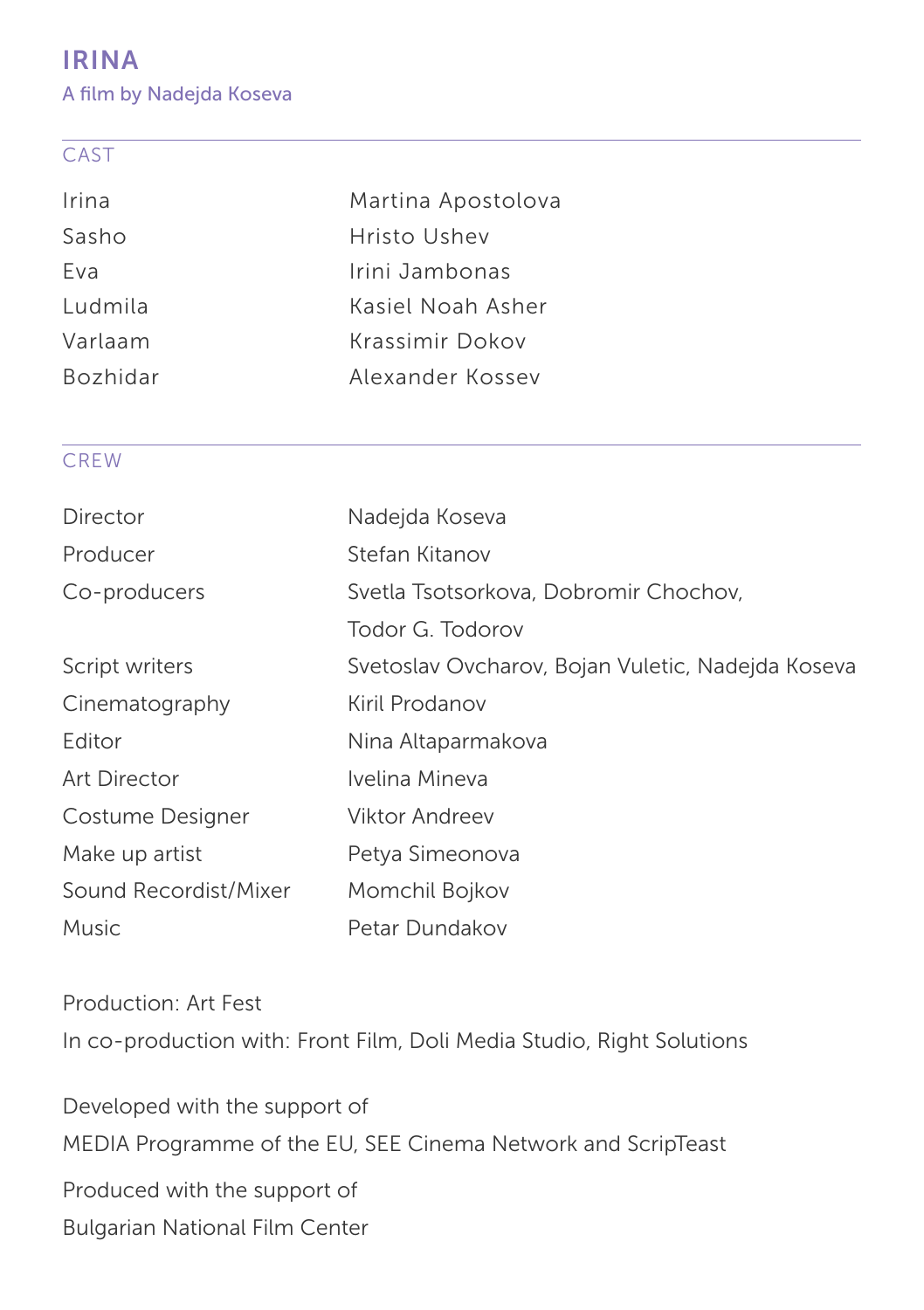# IRINA

A film by Nadejda Koseva

## CAST

| | |
|---|---|
| Irina | Martina Apostolova |
| Sasho | Hristo Ushev |
| Eva | Irini Jambonas |
| Ludmila | Kasiel Noah Asher |
| Varlaam | Krassimir Dokov |
| Bozhidar | Alexander Kossev |

## CREW

| | |
|---|---|
| Director | Nadejda Koseva |
| Producer | Stefan Kitanov |
| Co-producers | Svetla Tsotsorkova, Dobromir Chochov, Todor G. Todorov |
| Script writers | Svetoslav Ovcharov, Bojan Vuletic, Nadejda Koseva |
| Cinematography | Kiril Prodanov |
| Editor | Nina Altaparmakova |
| Art Director | Ivelina Mineva |
| Costume Designer | Viktor Andreev |
| Make up artist | Petya Simeonova |
| Sound Recordist/Mixer | Momchil Bojkov |
| Music | Petar Dundakov |

Production: Art Fest

In co-production with: Front Film, Doli Media Studio, Right Solutions

Developed with the support of

MEDIA Programme of the EU, SEE Cinema Network and ScripTeast

Produced with the support of

Bulgarian National Film Center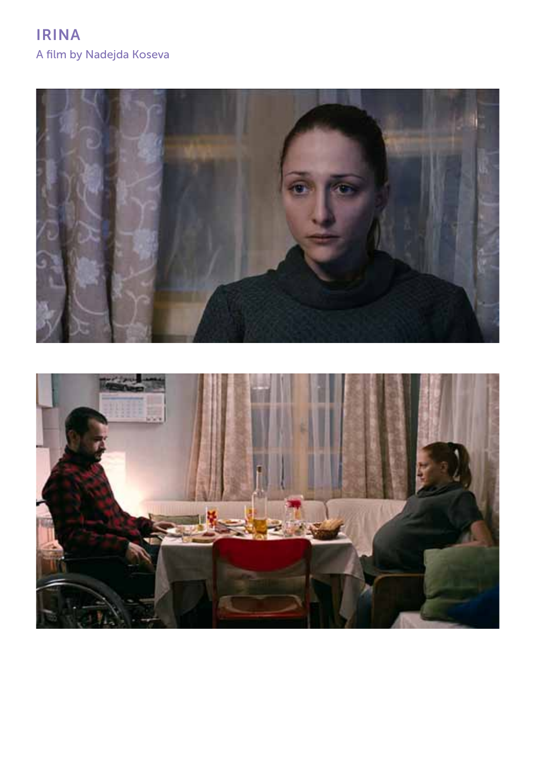# IRINA

A film by Nadejda Koseva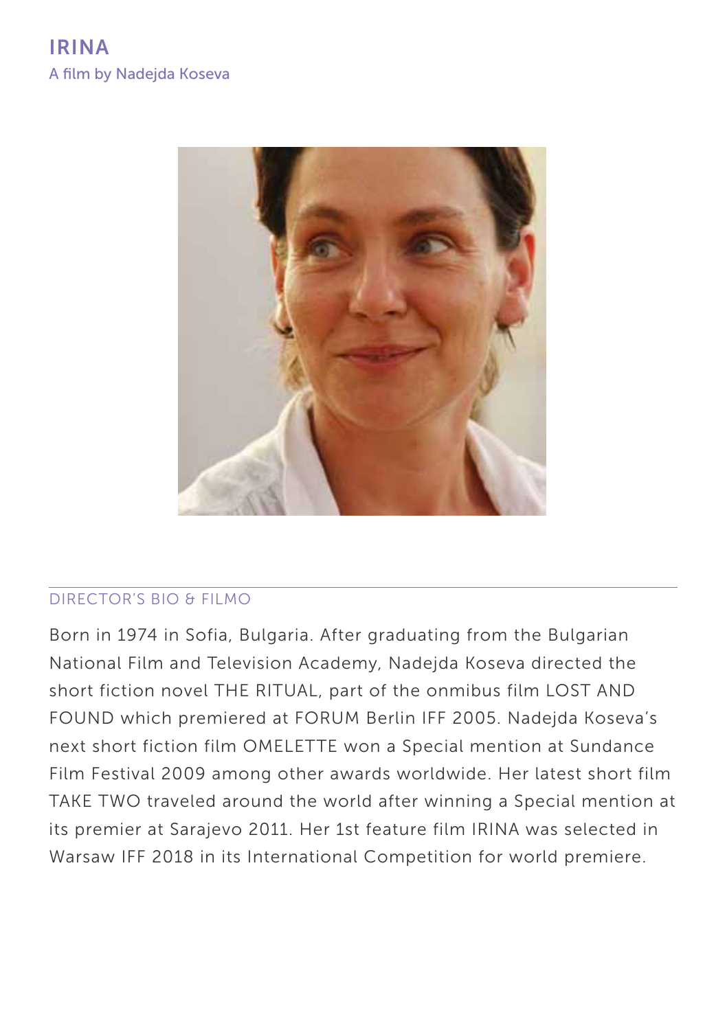# IRINA

A film by Nadejda Koseva

## DIRECTOR'S BIO & FILMO

Born in 1974 in Sofia, Bulgaria. After graduating from the Bulgarian National Film and Television Academy, Nadejda Koseva directed the short fiction novel THE RITUAL, part of the onmibus film LOST AND FOUND which premiered at FORUM Berlin IFF 2005. Nadejda Koseva's next short fiction film OMELETTE won a Special mention at Sundance Film Festival 2009 among other awards worldwide. Her latest short film TAKE TWO traveled around the world after winning a Special mention at its premier at Sarajevo 2011. Her 1st feature film IRINA was selected in Warsaw IFF 2018 in its International Competition for world premiere.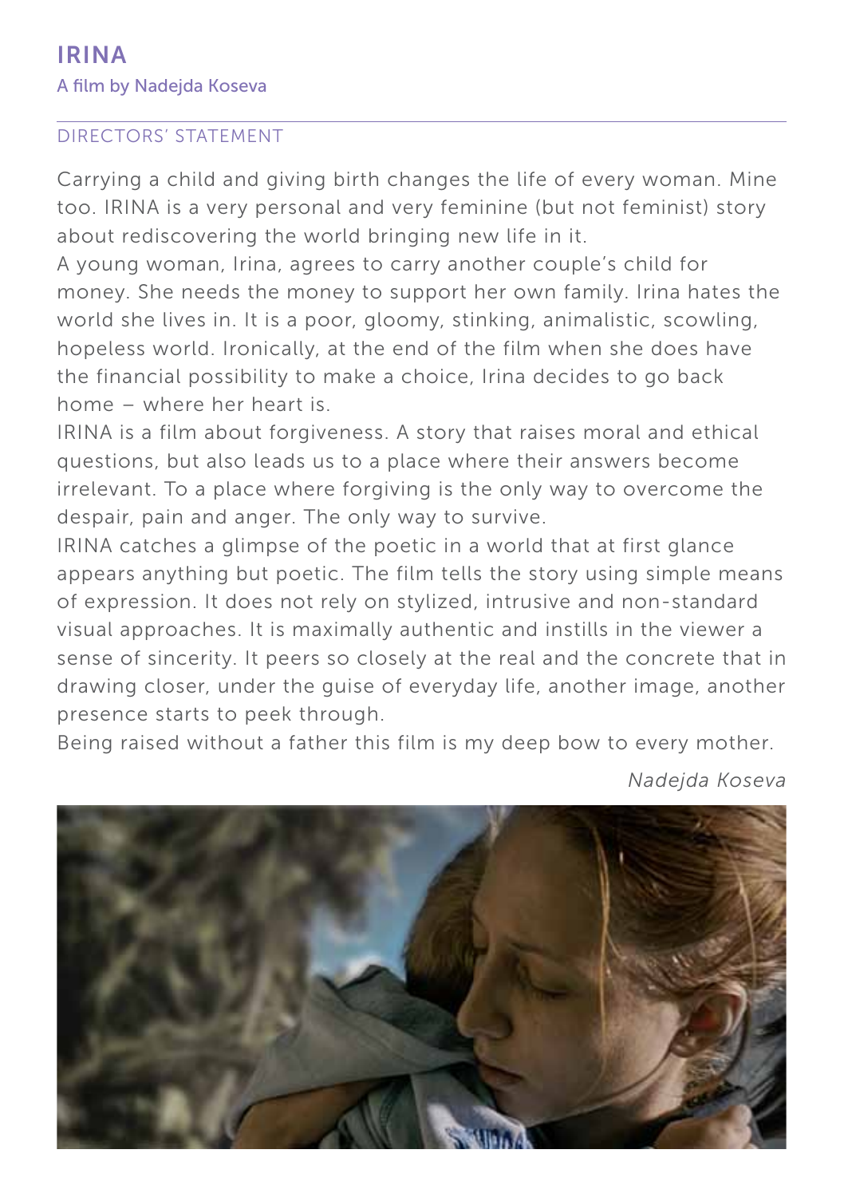# IRINA

A film by Nadejda Koseva

## DIRECTORS' STATEMENT

Carrying a child and giving birth changes the life of every woman. Mine too. IRINA is a very personal and very feminine (but not feminist) story about rediscovering the world bringing new life in it.

A young woman, Irina, agrees to carry another couple's child for money. She needs the money to support her own family. Irina hates the world she lives in. It is a poor, gloomy, stinking, animalistic, scowling, hopeless world. Ironically, at the end of the film when she does have the financial possibility to make a choice, Irina decides to go back home – where her heart is.

IRINA is a film about forgiveness. A story that raises moral and ethical questions, but also leads us to a place where their answers become irrelevant. To a place where forgiving is the only way to overcome the despair, pain and anger. The only way to survive.

IRINA catches a glimpse of the poetic in a world that at first glance appears anything but poetic. The film tells the story using simple means of expression. It does not rely on stylized, intrusive and non-standard visual approaches. It is maximally authentic and instills in the viewer a sense of sincerity. It peers so closely at the real and the concrete that in drawing closer, under the guise of everyday life, another image, another presence starts to peek through.

Being raised without a father this film is my deep bow to every mother.

*Nadejda Koseva*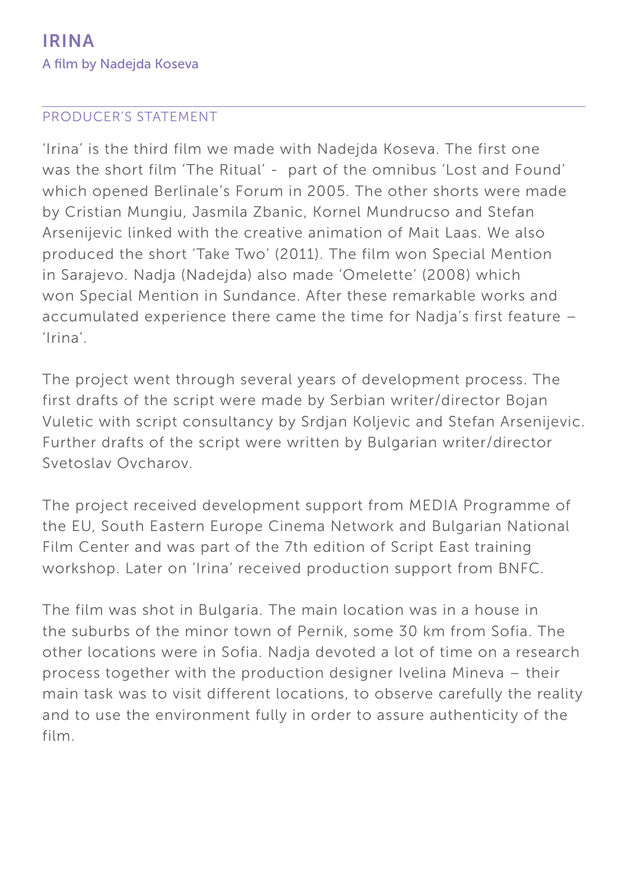# IRINA

A film by Nadejda Koseva

## PRODUCER'S STATEMENT

'Irina' is the third film we made with Nadejda Koseva. The first one was the short film 'The Ritual' - part of the omnibus 'Lost and Found' which opened Berlinale's Forum in 2005. The other shorts were made by Cristian Mungiu, Jasmila Zbanic, Kornel Mundrucso and Stefan Arsenijevic linked with the creative animation of Mait Laas. We also produced the short 'Take Two' (2011). The film won Special Mention in Sarajevo. Nadja (Nadejda) also made 'Omelette' (2008) which won Special Mention in Sundance. After these remarkable works and accumulated experience there came the time for Nadja's first feature – 'Irina'.

The project went through several years of development process. The first drafts of the script were made by Serbian writer/director Bojan Vuletic with script consultancy by Srdjan Koljevic and Stefan Arsenijevic. Further drafts of the script were written by Bulgarian writer/director Svetoslav Ovcharov.

The project received development support from MEDIA Programme of the EU, South Eastern Europe Cinema Network and Bulgarian National Film Center and was part of the 7th edition of Script East training workshop. Later on 'Irina' received production support from BNFC.

The film was shot in Bulgaria. The main location was in a house in the suburbs of the minor town of Pernik, some 30 km from Sofia. The other locations were in Sofia. Nadja devoted a lot of time on a research process together with the production designer Ivelina Mineva – their main task was to visit different locations, to observe carefully the reality and to use the environment fully in order to assure authenticity of the film.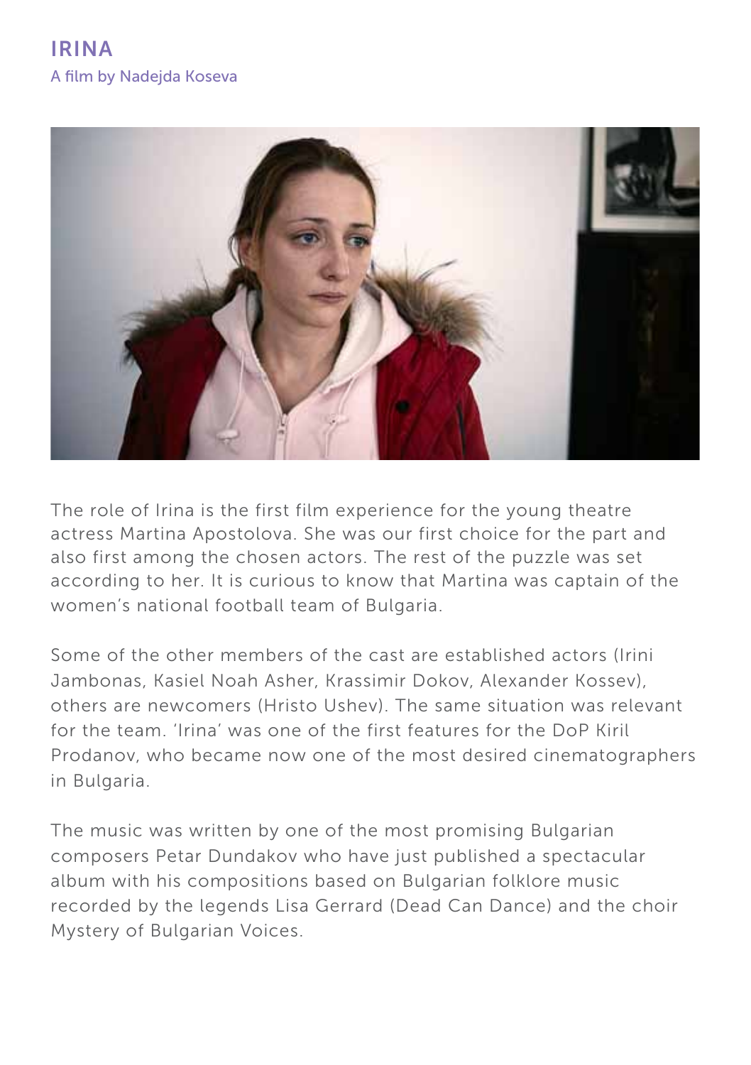# IRINA

A film by Nadejda Koseva

The role of Irina is the first film experience for the young theatre actress Martina Apostolova. She was our first choice for the part and also first among the chosen actors. The rest of the puzzle was set according to her. It is curious to know that Martina was captain of the women's national football team of Bulgaria.

Some of the other members of the cast are established actors (Irini Jambonas, Kasiel Noah Asher, Krassimir Dokov, Alexander Kossev), others are newcomers (Hristo Ushev). The same situation was relevant for the team. 'Irina' was one of the first features for the DoP Kiril Prodanov, who became now one of the most desired cinematographers in Bulgaria.

The music was written by one of the most promising Bulgarian composers Petar Dundakov who have just published a spectacular album with his compositions based on Bulgarian folklore music recorded by the legends Lisa Gerrard (Dead Can Dance) and the choir Mystery of Bulgarian Voices.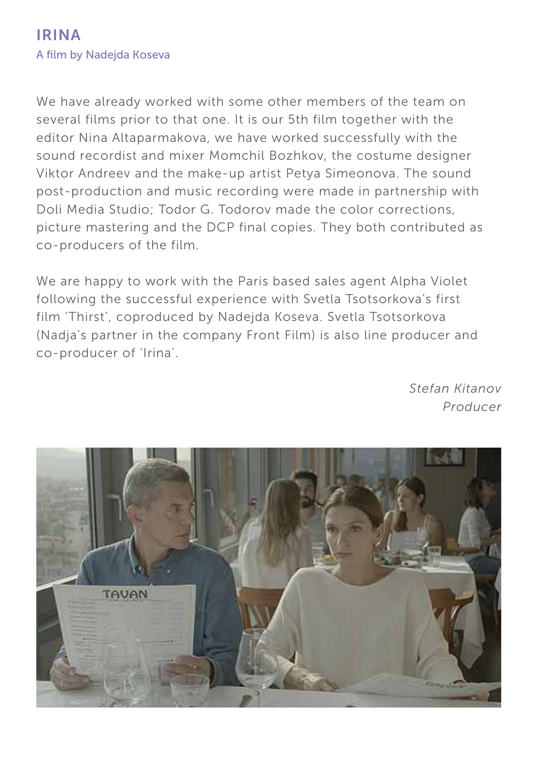# IRINA

A film by Nadejda Koseva

We have already worked with some other members of the team on several films prior to that one. It is our 5th film together with the editor Nina Altaparmakova, we have worked successfully with the sound recordist and mixer Momchil Bozhkov, the costume designer Viktor Andreev and the make-up artist Petya Simeonova. The sound post-production and music recording were made in partnership with Doli Media Studio; Todor G. Todorov made the color corrections, picture mastering and the DCP final copies. They both contributed as co-producers of the film.

We are happy to work with the Paris based sales agent Alpha Violet following the successful experience with Svetla Tsotsorkova's first film 'Thirst', coproduced by Nadejda Koseva. Svetla Tsotsorkova (Nadja's partner in the company Front Film) is also line producer and co-producer of 'Irina'.

*Stefan Kitanov*
*Producer*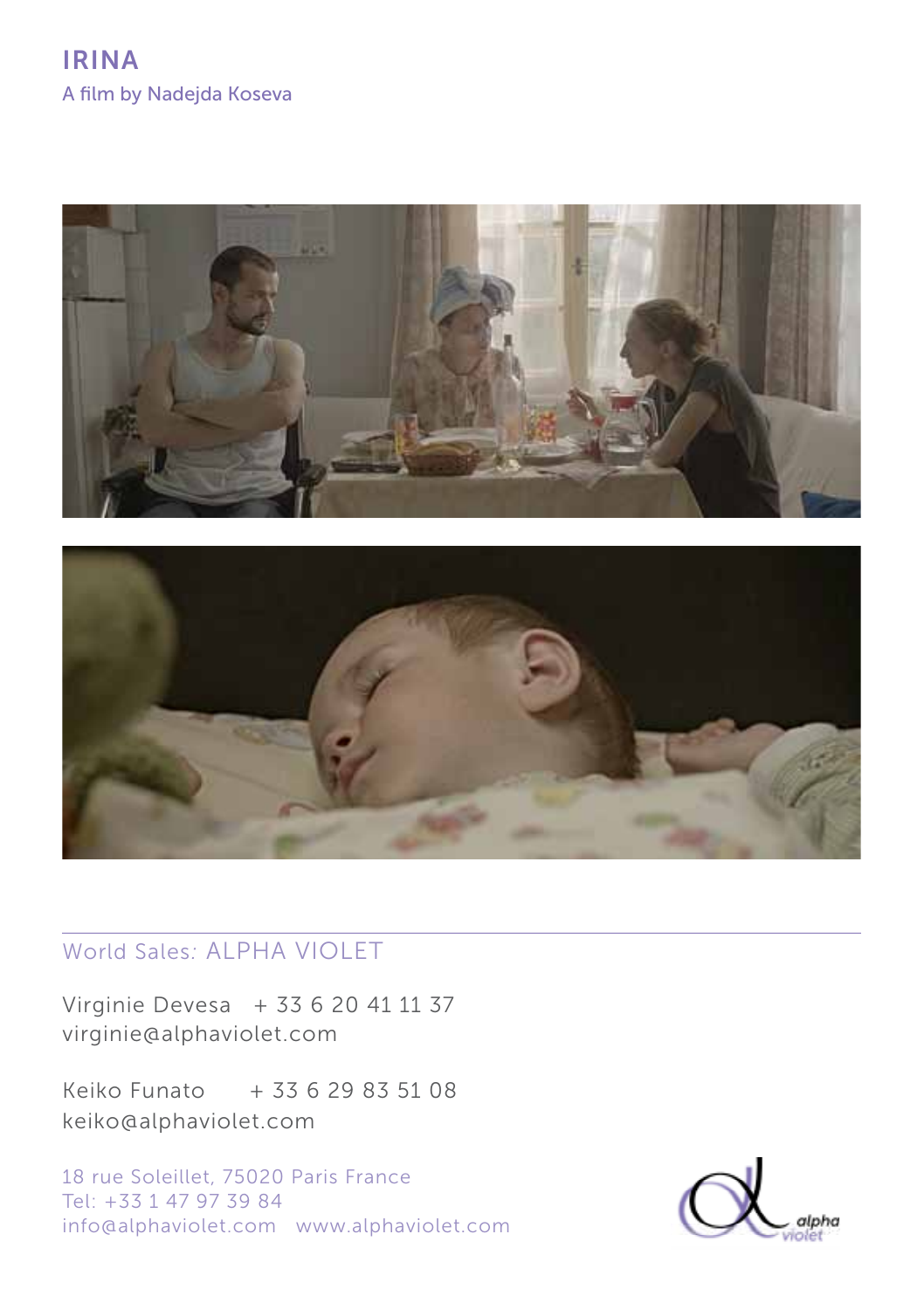# IRINA

A film by Nadejda Koseva

World Sales: ALPHA VIOLET

Virginie Devesa + 33 6 20 41 11 37
virginie@alphaviolet.com

Keiko Funato + 33 6 29 83 51 08
keiko@alphaviolet.com

18 rue Soleillet, 75020 Paris France
Tel: +33 1 47 97 39 84
info@alphaviolet.com www.alphaviolet.com